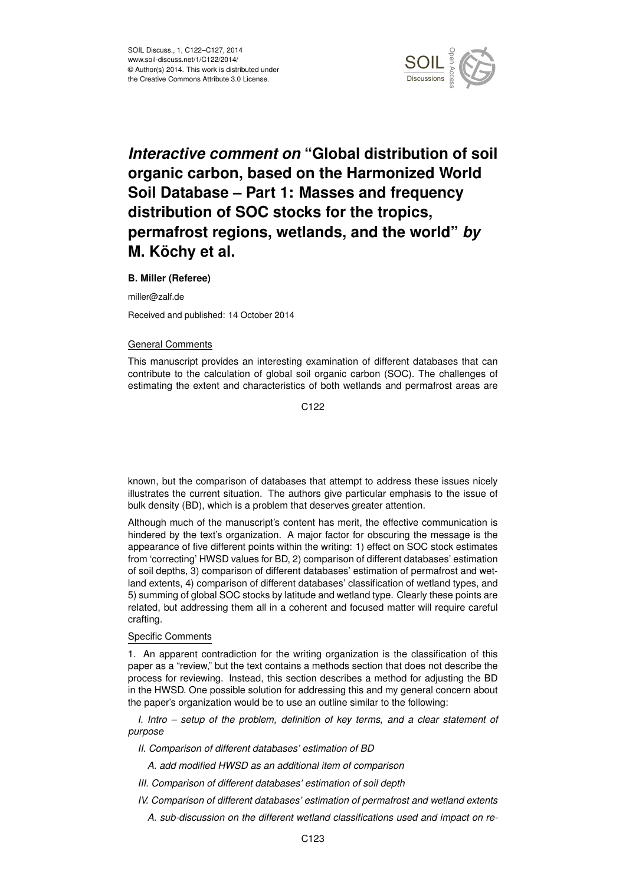# *Interactive comment on* "Global distribution of soil organic carbon, based on the Harmonized World Soil Database – Part 1: Masses and frequency distribution of SOC stocks for the tropics, permafrost regions, wetlands, and the world" *by* M. Köchy et al.

**B. Miller (Referee)**

miller@zalf.de

Received and published: 14 October 2014

General Comments

This manuscript provides an interesting examination of different databases that can contribute to the calculation of global soil organic carbon (SOC). The challenges of estimating the extent and characteristics of both wetlands and permafrost areas are known, but the comparison of databases that attempt to address these issues nicely illustrates the current situation. The authors give particular emphasis to the issue of bulk density (BD), which is a problem that deserves greater attention.

Although much of the manuscript's content has merit, the effective communication is hindered by the text's organization. A major factor for obscuring the message is the appearance of five different points within the writing: 1) effect on SOC stock estimates from 'correcting' HWSD values for BD, 2) comparison of different databases' estimation of soil depths, 3) comparison of different databases' estimation of permafrost and wetland extents, 4) comparison of different databases' classification of wetland types, and 5) summing of global SOC stocks by latitude and wetland type. Clearly these points are related, but addressing them all in a coherent and focused matter will require careful crafting.

Specific Comments

1. An apparent contradiction for the writing organization is the classification of this paper as a "review," but the text contains a methods section that does not describe the process for reviewing. Instead, this section describes a method for adjusting the BD in the HWSD. One possible solution for addressing this and my general concern about the paper's organization would be to use an outline similar to the following:

*I. Intro – setup of the problem, definition of key terms, and a clear statement of purpose*

*II. Comparison of different databases' estimation of BD*

*A. add modified HWSD as an additional item of comparison*

*III. Comparison of different databases' estimation of soil depth*

*IV. Comparison of different databases' estimation of permafrost and wetland extents*

*A. sub-discussion on the different wetland classifications used and impact on re-*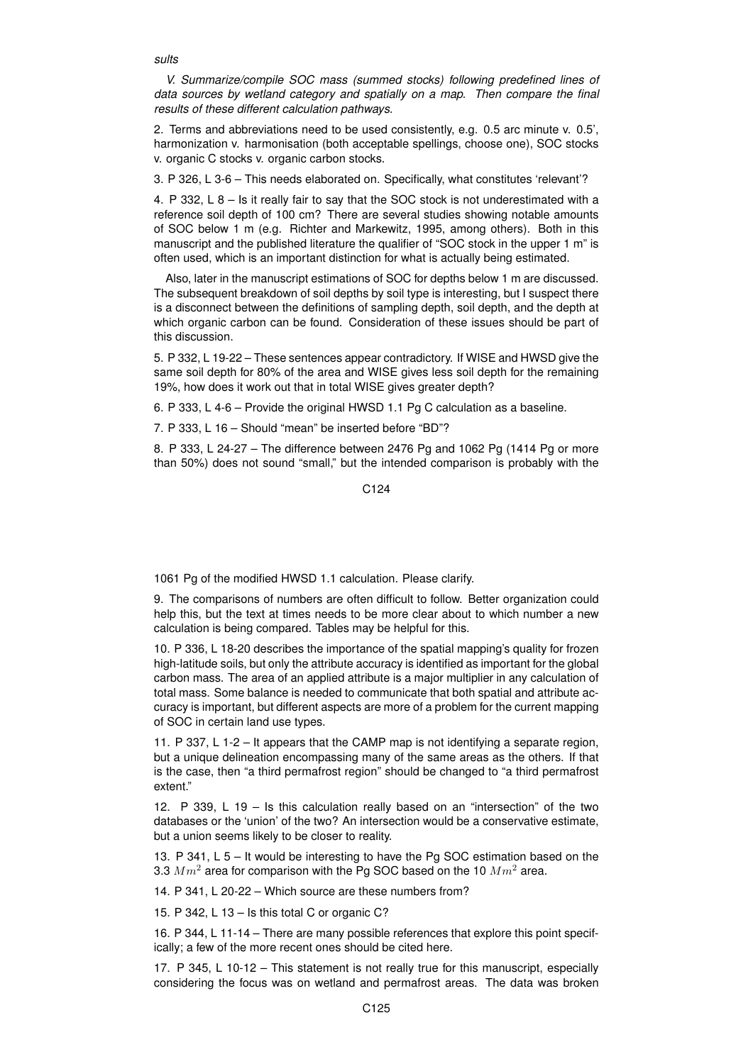*sults*

*V. Summarize/compile SOC mass (summed stocks) following predefined lines of data sources by wetland category and spatially on a map. Then compare the final results of these different calculation pathways.*

2. Terms and abbreviations need to be used consistently, e.g. 0.5 arc minute v. 0.5', harmonization v. harmonisation (both acceptable spellings, choose one), SOC stocks v. organic C stocks v. organic carbon stocks.

3. P 326, L 3-6 – This needs elaborated on. Specifically, what constitutes 'relevant'?

4. P 332, L 8 – Is it really fair to say that the SOC stock is not underestimated with a reference soil depth of 100 cm? There are several studies showing notable amounts of SOC below 1 m (e.g. Richter and Markewitz, 1995, among others). Both in this manuscript and the published literature the qualifier of "SOC stock in the upper 1 m" is often used, which is an important distinction for what is actually being estimated.

Also, later in the manuscript estimations of SOC for depths below 1 m are discussed. The subsequent breakdown of soil depths by soil type is interesting, but I suspect there is a disconnect between the definitions of sampling depth, soil depth, and the depth at which organic carbon can be found. Consideration of these issues should be part of this discussion.

5. P 332, L 19-22 – These sentences appear contradictory. If WISE and HWSD give the same soil depth for 80% of the area and WISE gives less soil depth for the remaining 19%, how does it work out that in total WISE gives greater depth?

6. P 333, L 4-6 – Provide the original HWSD 1.1 Pg C calculation as a baseline.

7. P 333, L 16 – Should "mean" be inserted before "BD"?

8. P 333, L 24-27 – The difference between 2476 Pg and 1062 Pg (1414 Pg or more than 50%) does not sound "small," but the intended comparison is probably with the 1061 Pg of the modified HWSD 1.1 calculation. Please clarify.

9. The comparisons of numbers are often difficult to follow. Better organization could help this, but the text at times needs to be more clear about to which number a new calculation is being compared. Tables may be helpful for this.

10. P 336, L 18-20 describes the importance of the spatial mapping's quality for frozen high-latitude soils, but only the attribute accuracy is identified as important for the global carbon mass. The area of an applied attribute is a major multiplier in any calculation of total mass. Some balance is needed to communicate that both spatial and attribute accuracy is important, but different aspects are more of a problem for the current mapping of SOC in certain land use types.

11. P 337, L 1-2 – It appears that the CAMP map is not identifying a separate region, but a unique delineation encompassing many of the same areas as the others. If that is the case, then "a third permafrost region" should be changed to "a third permafrost extent."

12. P 339, L 19 – Is this calculation really based on an "intersection" of the two databases or the 'union' of the two? An intersection would be a conservative estimate, but a union seems likely to be closer to reality.

13. P 341, L 5 – It would be interesting to have the Pg SOC estimation based on the 3.3 $Mm^2$ area for comparison with the Pg SOC based on the 10 $Mm^2$ area.

14. P 341, L 20-22 – Which source are these numbers from?

15. P 342, L 13 – Is this total C or organic C?

16. P 344, L 11-14 – There are many possible references that explore this point specifically; a few of the more recent ones should be cited here.

17. P 345, L 10-12 – This statement is not really true for this manuscript, especially considering the focus was on wetland and permafrost areas. The data was broken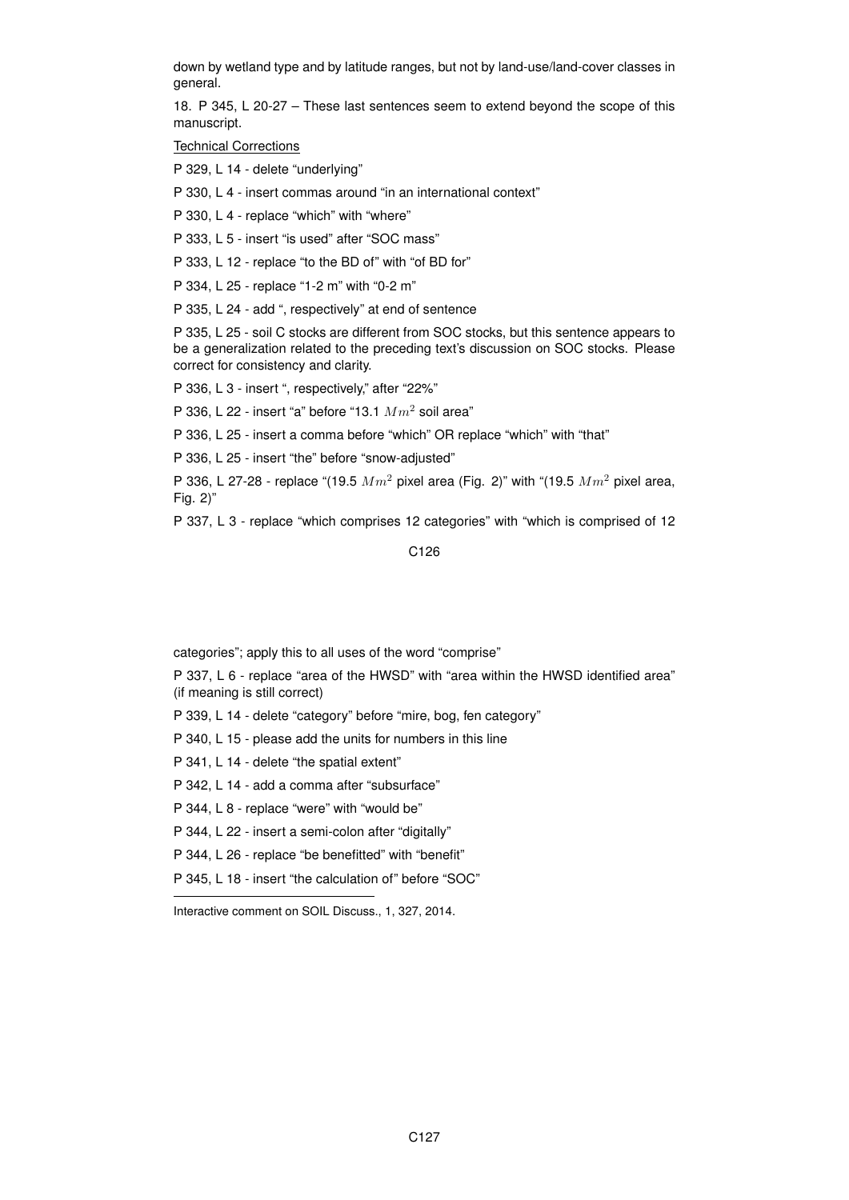down by wetland type and by latitude ranges, but not by land-use/land-cover classes in general.

18. P 345, L 20-27 – These last sentences seem to extend beyond the scope of this manuscript.

Technical Corrections

P 329, L 14 - delete "underlying"

P 330, L 4 - insert commas around "in an international context"

P 330, L 4 - replace "which" with "where"

P 333, L 5 - insert "is used" after "SOC mass"

P 333, L 12 - replace "to the BD of" with "of BD for"

P 334, L 25 - replace "1-2 m" with "0-2 m"

P 335, L 24 - add ", respectively" at end of sentence

P 335, L 25 - soil C stocks are different from SOC stocks, but this sentence appears to be a generalization related to the preceding text's discussion on SOC stocks. Please correct for consistency and clarity.

P 336, L 3 - insert ", respectively," after "22%"

P 336, L 22 - insert "a" before "13.1 $Mm^2$ soil area"

P 336, L 25 - insert a comma before "which" OR replace "which" with "that"

P 336, L 25 - insert "the" before "snow-adjusted"

P 336, L 27-28 - replace "(19.5 $Mm^2$ pixel area (Fig. 2)" with "(19.5 $Mm^2$ pixel area, Fig. 2)"

P 337, L 3 - replace "which comprises 12 categories" with "which is comprised of 12 categories"; apply this to all uses of the word "comprise"

P 337, L 6 - replace "area of the HWSD" with "area within the HWSD identified area" (if meaning is still correct)

P 339, L 14 - delete "category" before "mire, bog, fen category"

P 340, L 15 - please add the units for numbers in this line

P 341, L 14 - delete "the spatial extent"

P 342, L 14 - add a comma after "subsurface"

P 344, L 8 - replace "were" with "would be"

P 344, L 22 - insert a semi-colon after "digitally"

P 344, L 26 - replace "be benefitted" with "benefit"

P 345, L 18 - insert "the calculation of" before "SOC"

---

Interactive comment on SOIL Discuss., 1, 327, 2014.